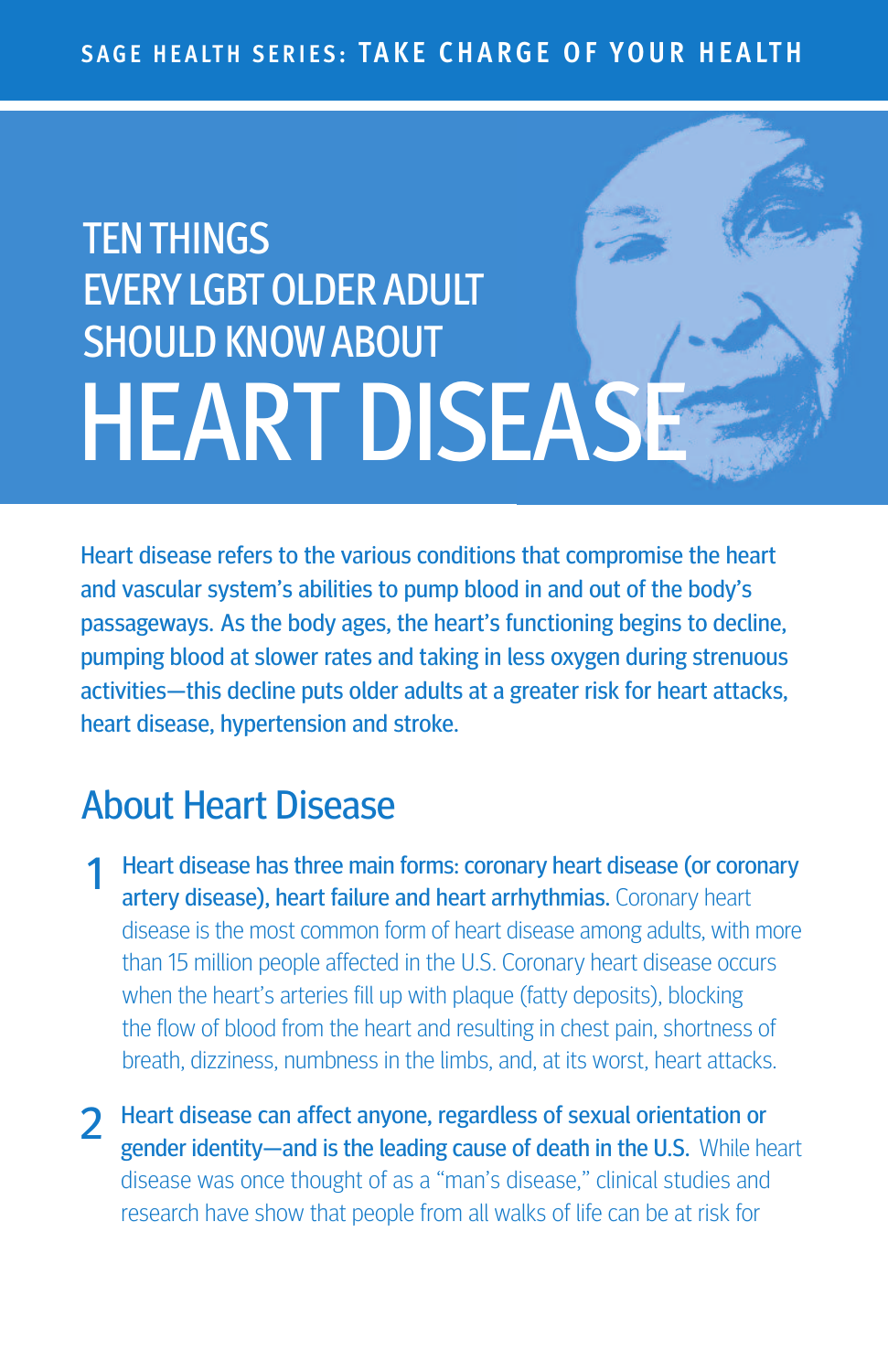SAGE HEALTH SERIES: TAKE CHARGE OF YOUR HEALTH

# TEN THINGS EVERY LGBT OLDER ADULT SHOULD KNOW ABOUT HEART DISEASE

Heart disease refers to the various conditions that compromise the heart and vascular system's abilities to pump blood in and out of the body's passageways. As the body ages, the heart's functioning begins to decline, pumping blood at slower rates and taking in less oxygen during strenuous activities—this decline puts older adults at a greater risk for heart attacks, heart disease, hypertension and stroke.

## About Heart Disease

1. **Heart disease has three main forms: coronary heart disease (or coronary artery disease), heart failure and heart arrhythmias.** Coronary heart disease is the most common form of heart disease among adults, with more than 15 million people affected in the U.S. Coronary heart disease occurs when the heart's arteries fill up with plaque (fatty deposits), blocking the flow of blood from the heart and resulting in chest pain, shortness of breath, dizziness, numbness in the limbs, and, at its worst, heart attacks.

2. **Heart disease can affect anyone, regardless of sexual orientation or gender identity—and is the leading cause of death in the U.S.** While heart disease was once thought of as a "man's disease," clinical studies and research have show that people from all walks of life can be at risk for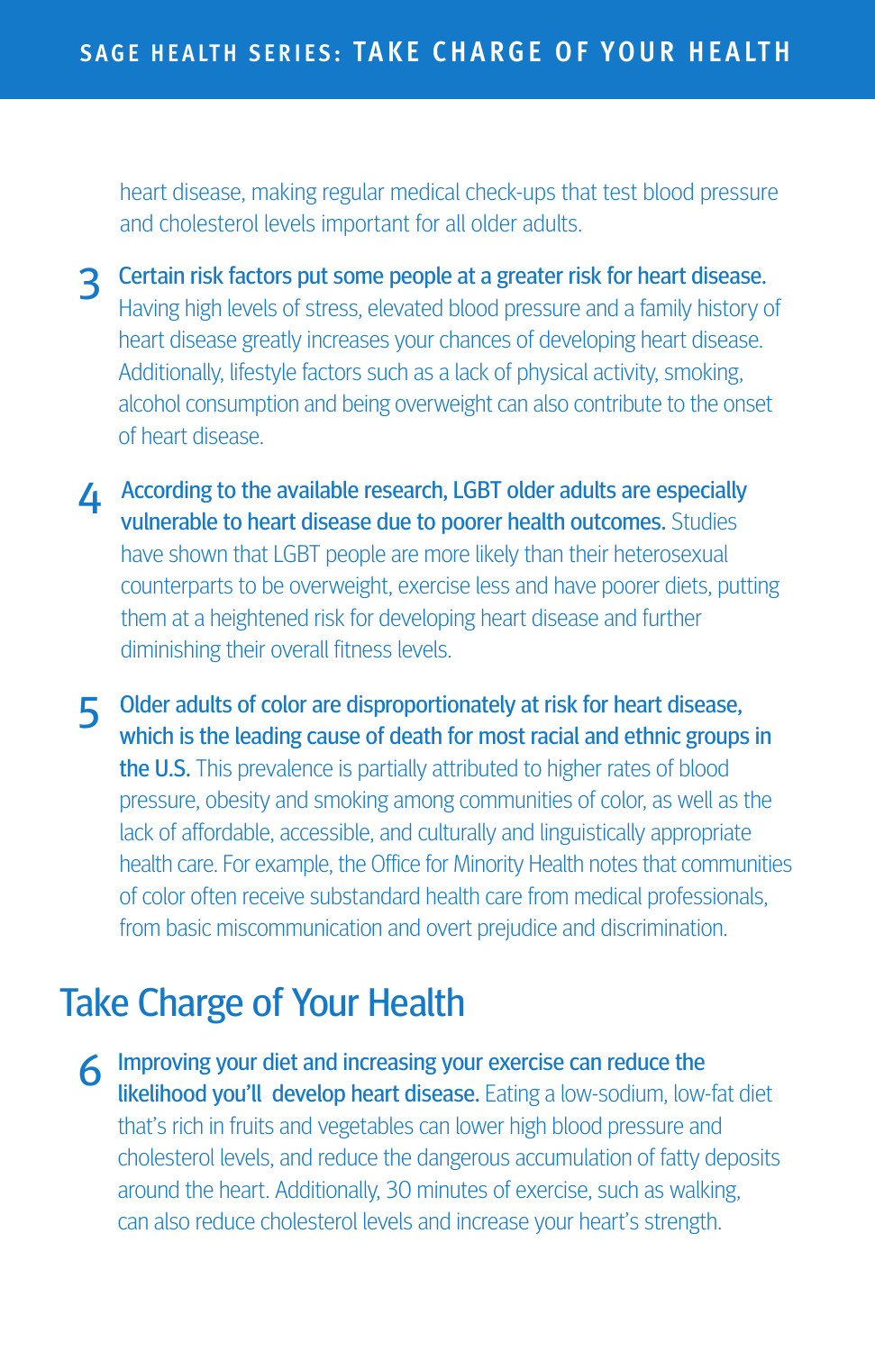heart disease, making regular medical check-ups that test blood pressure and cholesterol levels important for all older adults.

3. **Certain risk factors put some people at a greater risk for heart disease.** Having high levels of stress, elevated blood pressure and a family history of heart disease greatly increases your chances of developing heart disease. Additionally, lifestyle factors such as a lack of physical activity, smoking, alcohol consumption and being overweight can also contribute to the onset of heart disease.

4. **According to the available research, LGBT older adults are especially vulnerable to heart disease due to poorer health outcomes.** Studies have shown that LGBT people are more likely than their heterosexual counterparts to be overweight, exercise less and have poorer diets, putting them at a heightened risk for developing heart disease and further diminishing their overall fitness levels.

5. **Older adults of color are disproportionately at risk for heart disease, which is the leading cause of death for most racial and ethnic groups in the U.S.** This prevalence is partially attributed to higher rates of blood pressure, obesity and smoking among communities of color, as well as the lack of affordable, accessible, and culturally and linguistically appropriate health care. For example, the Office for Minority Health notes that communities of color often receive substandard health care from medical professionals, from basic miscommunication and overt prejudice and discrimination.

## Take Charge of Your Health

6. **Improving your diet and increasing your exercise can reduce the likelihood you'll develop heart disease.** Eating a low-sodium, low-fat diet that's rich in fruits and vegetables can lower high blood pressure and cholesterol levels, and reduce the dangerous accumulation of fatty deposits around the heart. Additionally, 30 minutes of exercise, such as walking, can also reduce cholesterol levels and increase your heart's strength.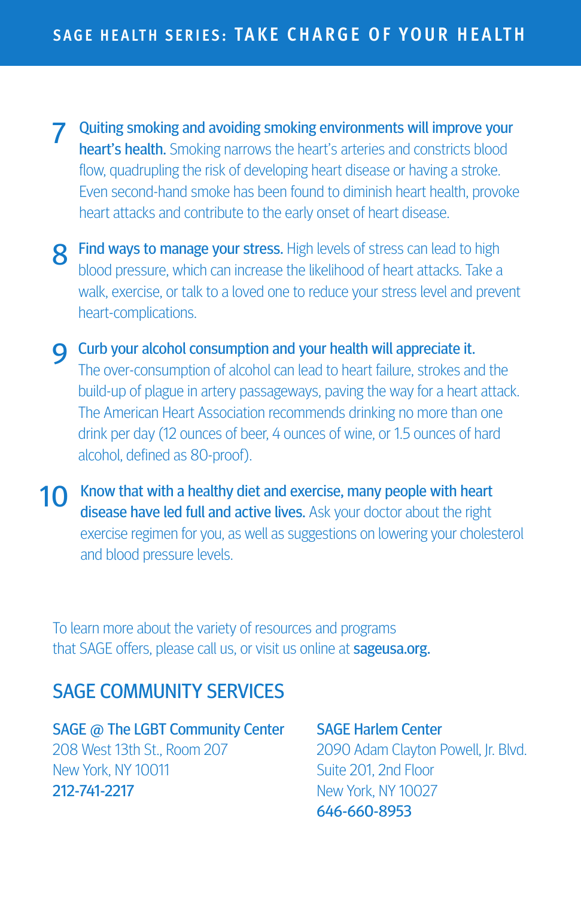7. **Quiting smoking and avoiding smoking environments will improve your heart's health.** Smoking narrows the heart's arteries and constricts blood flow, quadrupling the risk of developing heart disease or having a stroke. Even second-hand smoke has been found to diminish heart health, provoke heart attacks and contribute to the early onset of heart disease.

8. **Find ways to manage your stress.** High levels of stress can lead to high blood pressure, which can increase the likelihood of heart attacks. Take a walk, exercise, or talk to a loved one to reduce your stress level and prevent heart-complications.

9. **Curb your alcohol consumption and your health will appreciate it.** The over-consumption of alcohol can lead to heart failure, strokes and the build-up of plague in artery passageways, paving the way for a heart attack. The American Heart Association recommends drinking no more than one drink per day (12 ounces of beer, 4 ounces of wine, or 1.5 ounces of hard alcohol, defined as 80-proof).

10. **Know that with a healthy diet and exercise, many people with heart disease have led full and active lives.** Ask your doctor about the right exercise regimen for you, as well as suggestions on lowering your cholesterol and blood pressure levels.

To learn more about the variety of resources and programs that SAGE offers, please call us, or visit us online at **sageusa.org.**

## SAGE COMMUNITY SERVICES

**SAGE @ The LGBT Community Center**
208 West 13th St., Room 207
New York, NY 10011
**212-741-2217**

**SAGE Harlem Center**
2090 Adam Clayton Powell, Jr. Blvd.
Suite 201, 2nd Floor
New York, NY 10027
**646-660-8953**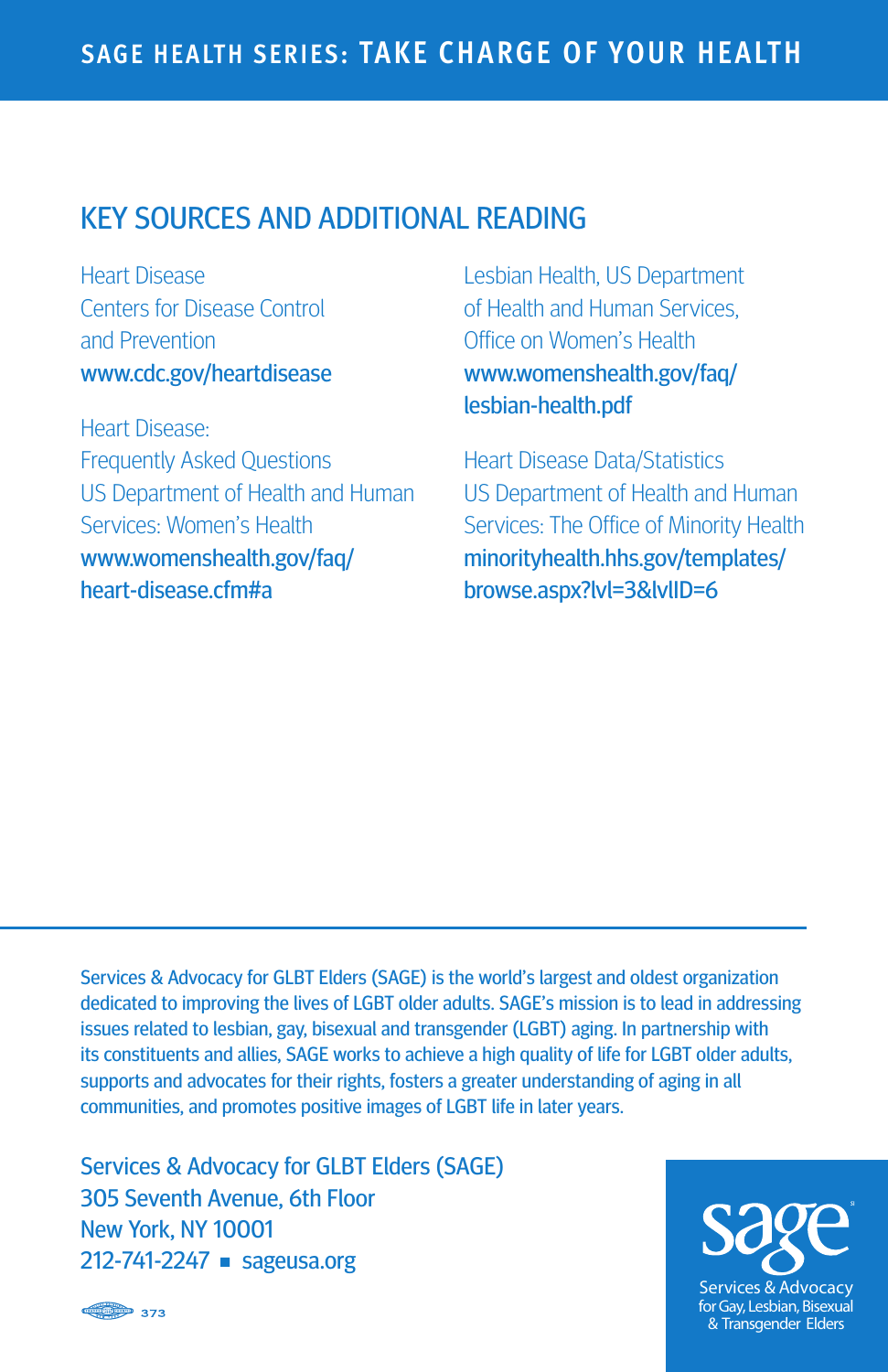## KEY SOURCES AND ADDITIONAL READING

Heart Disease
Centers for Disease Control and Prevention
www.cdc.gov/heartdisease

Heart Disease: Frequently Asked Questions
US Department of Health and Human Services: Women's Health
www.womenshealth.gov/faq/heart-disease.cfm#a

Lesbian Health, US Department of Health and Human Services, Office on Women's Health
www.womenshealth.gov/faq/lesbian-health.pdf

Heart Disease Data/Statistics
US Department of Health and Human Services: The Office of Minority Health
minorityhealth.hhs.gov/templates/browse.aspx?lvl=3&lvlID=6

---

Services & Advocacy for GLBT Elders (SAGE) is the world's largest and oldest organization dedicated to improving the lives of LGBT older adults. SAGE's mission is to lead in addressing issues related to lesbian, gay, bisexual and transgender (LGBT) aging. In partnership with its constituents and allies, SAGE works to achieve a high quality of life for LGBT older adults, supports and advocates for their rights, fosters a greater understanding of aging in all communities, and promotes positive images of LGBT life in later years.

Services & Advocacy for GLBT Elders (SAGE)
305 Seventh Avenue, 6th Floor
New York, NY 10001
212-741-2247 ■ sageusa.org

sage
Services & Advocacy for Gay, Lesbian, Bisexual & Transgender Elders